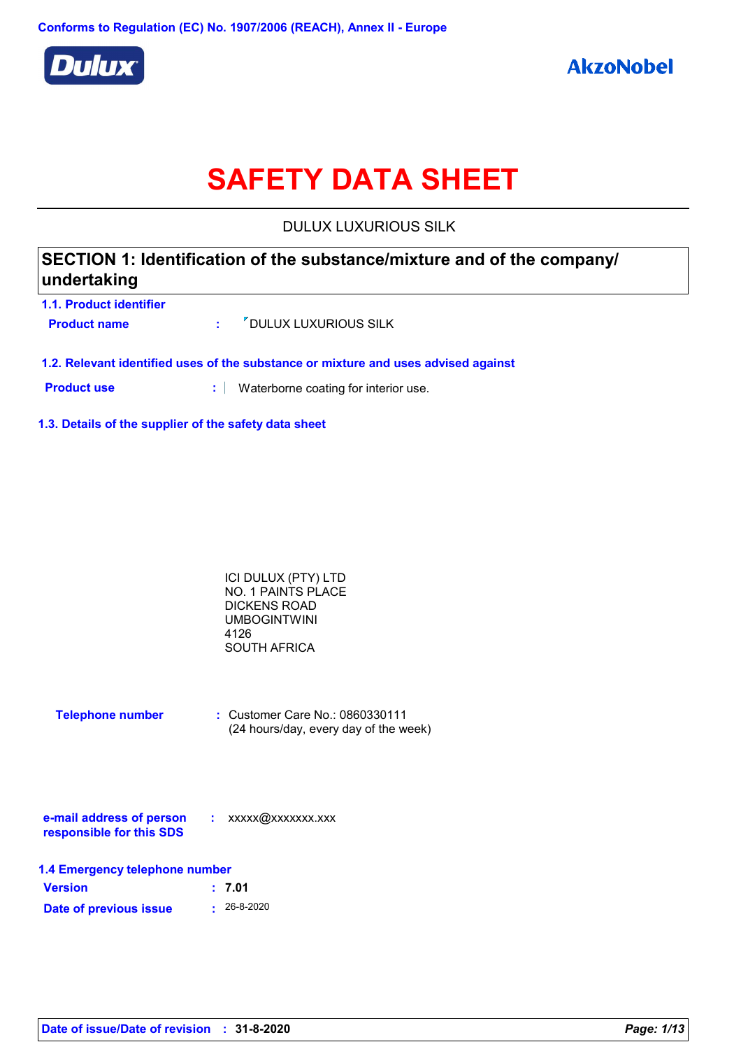Conforms to Regulation (EC) No. 1907/2006 (REACH), Annex II - Europe

# SAFETY DATA SHEET

DULUX LUXURIOUS SILK

## SECTION 1: Identification of the substance/mixture and of the company/undertaking

### 1.1. Product identifier

**Product name** : DULUX LUXURIOUS SILK

### 1.2. Relevant identified uses of the substance or mixture and uses advised against

**Product use** : Waterborne coating for interior use.

### 1.3. Details of the supplier of the safety data sheet

ICI DULUX (PTY) LTD
NO. 1 PAINTS PLACE
DICKENS ROAD
UMBOGINTWINI
4126
SOUTH AFRICA

**Telephone number** : Customer Care No.: 0860330111
(24 hours/day, every day of the week)

**e-mail address of person responsible for this SDS** : xxxxx@xxxxxxx.xxx

### 1.4 Emergency telephone number

**Version** : **7.01**

**Date of previous issue** : 26-8-2020

**Date of issue/Date of revision** : **31-8-2020**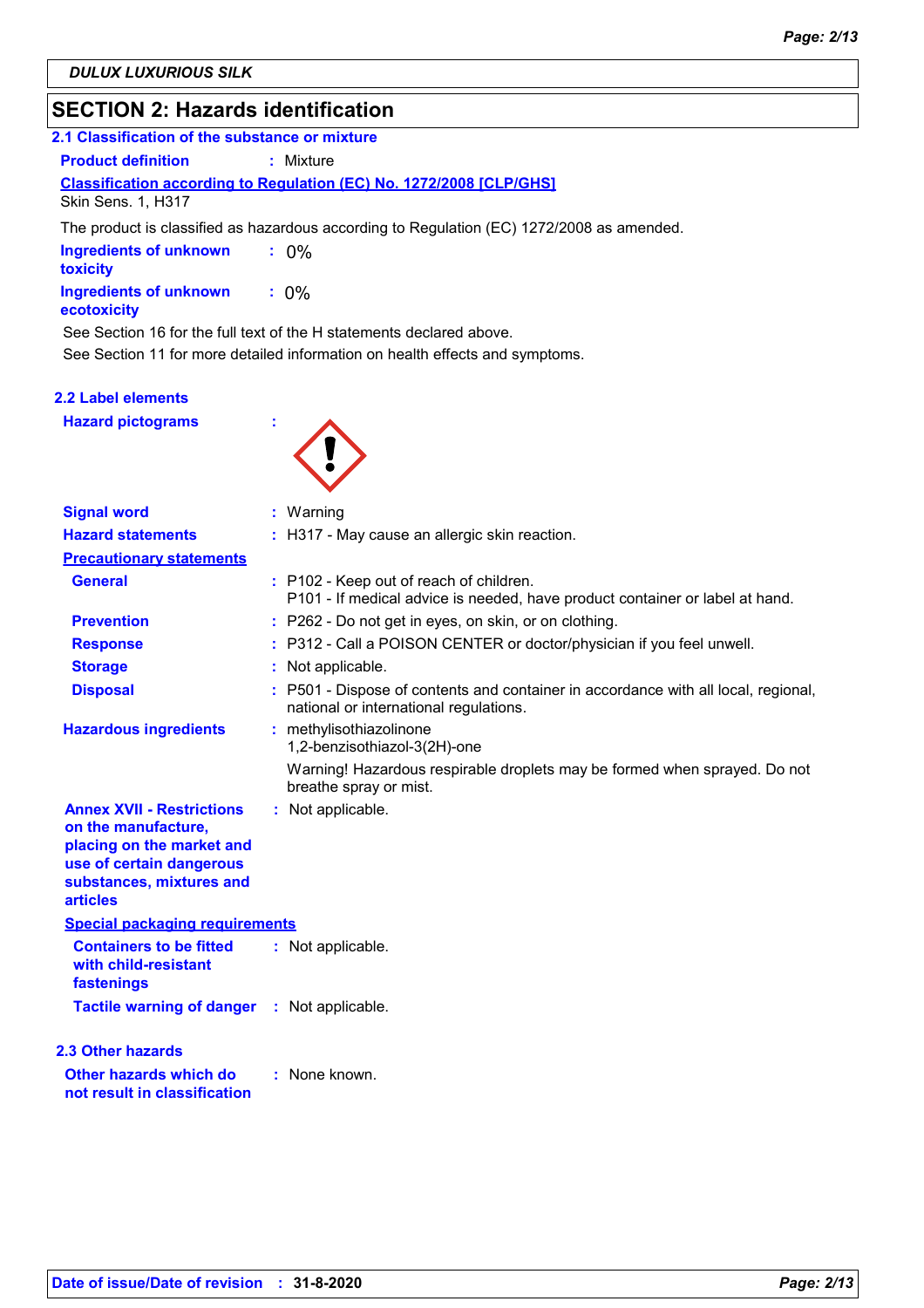**DULUX LUXURIOUS SILK**

## SECTION 2: Hazards identification

### 2.1 Classification of the substance or mixture

**Product definition** : Mixture

**Classification according to Regulation (EC) No. 1272/2008 [CLP/GHS]**

Skin Sens. 1, H317

The product is classified as hazardous according to Regulation (EC) 1272/2008 as amended.

**Ingredients of unknown toxicity** : 0%

**Ingredients of unknown ecotoxicity** : 0%

See Section 16 for the full text of the H statements declared above.

See Section 11 for more detailed information on health effects and symptoms.

### 2.2 Label elements

**Hazard pictograms** :

**Signal word** : Warning

**Hazard statements** : H317 - May cause an allergic skin reaction.

**Precautionary statements**

**General** : P102 - Keep out of reach of children.
P101 - If medical advice is needed, have product container or label at hand.

**Prevention** : P262 - Do not get in eyes, on skin, or on clothing.

**Response** : P312 - Call a POISON CENTER or doctor/physician if you feel unwell.

**Storage** : Not applicable.

**Disposal** : P501 - Dispose of contents and container in accordance with all local, regional, national or international regulations.

**Hazardous ingredients** : methylisothiazolinone
1,2-benzisothiazol-3(2H)-one

Warning! Hazardous respirable droplets may be formed when sprayed. Do not breathe spray or mist.

**Annex XVII - Restrictions on the manufacture, placing on the market and use of certain dangerous substances, mixtures and articles** : Not applicable.

**Special packaging requirements**

**Containers to be fitted with child-resistant fastenings** : Not applicable.

**Tactile warning of danger** : Not applicable.

### 2.3 Other hazards

**Other hazards which do not result in classification** : None known.

**Date of issue/Date of revision** : 31-8-2020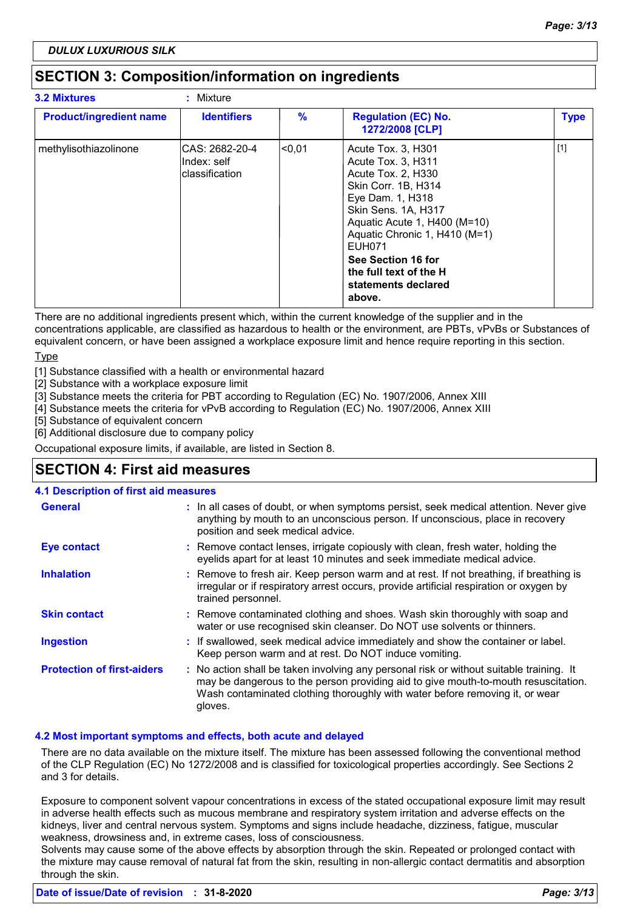**DULUX LUXURIOUS SILK**

## SECTION 3: Composition/information on ingredients

**3.2 Mixtures** : Mixture

| Product/ingredient name | Identifiers | % | Regulation (EC) No. 1272/2008 [CLP] | Type |
|---|---|---|---|---|
| methylisothiazolinone | CAS: 2682-20-4<br>Index: self classification | <0,01 | Acute Tox. 3, H301<br>Acute Tox. 3, H311<br>Acute Tox. 2, H330<br>Skin Corr. 1B, H314<br>Eye Dam. 1, H318<br>Skin Sens. 1A, H317<br>Aquatic Acute 1, H400 (M=10)<br>Aquatic Chronic 1, H410 (M=1)<br>EUH071<br>**See Section 16 for the full text of the H statements declared above.** | [1] |

There are no additional ingredients present which, within the current knowledge of the supplier and in the concentrations applicable, are classified as hazardous to health or the environment, are PBTs, vPvBs or Substances of equivalent concern, or have been assigned a workplace exposure limit and hence require reporting in this section.

Type

[1] Substance classified with a health or environmental hazard
[2] Substance with a workplace exposure limit
[3] Substance meets the criteria for PBT according to Regulation (EC) No. 1907/2006, Annex XIII
[4] Substance meets the criteria for vPvB according to Regulation (EC) No. 1907/2006, Annex XIII
[5] Substance of equivalent concern
[6] Additional disclosure due to company policy

Occupational exposure limits, if available, are listed in Section 8.

## SECTION 4: First aid measures

### 4.1 Description of first aid measures

**General** : In all cases of doubt, or when symptoms persist, seek medical attention. Never give anything by mouth to an unconscious person. If unconscious, place in recovery position and seek medical advice.

**Eye contact** : Remove contact lenses, irrigate copiously with clean, fresh water, holding the eyelids apart for at least 10 minutes and seek immediate medical advice.

**Inhalation** : Remove to fresh air. Keep person warm and at rest. If not breathing, if breathing is irregular or if respiratory arrest occurs, provide artificial respiration or oxygen by trained personnel.

**Skin contact** : Remove contaminated clothing and shoes. Wash skin thoroughly with soap and water or use recognised skin cleanser. Do NOT use solvents or thinners.

**Ingestion** : If swallowed, seek medical advice immediately and show the container or label. Keep person warm and at rest. Do NOT induce vomiting.

**Protection of first-aiders** : No action shall be taken involving any personal risk or without suitable training. It may be dangerous to the person providing aid to give mouth-to-mouth resuscitation. Wash contaminated clothing thoroughly with water before removing it, or wear gloves.

### 4.2 Most important symptoms and effects, both acute and delayed

There are no data available on the mixture itself. The mixture has been assessed following the conventional method of the CLP Regulation (EC) No 1272/2008 and is classified for toxicological properties accordingly. See Sections 2 and 3 for details.

Exposure to component solvent vapour concentrations in excess of the stated occupational exposure limit may result in adverse health effects such as mucous membrane and respiratory system irritation and adverse effects on the kidneys, liver and central nervous system. Symptoms and signs include headache, dizziness, fatigue, muscular weakness, drowsiness and, in extreme cases, loss of consciousness.
Solvents may cause some of the above effects by absorption through the skin. Repeated or prolonged contact with the mixture may cause removal of natural fat from the skin, resulting in non-allergic contact dermatitis and absorption through the skin.

**Date of issue/Date of revision** : **31-8-2020**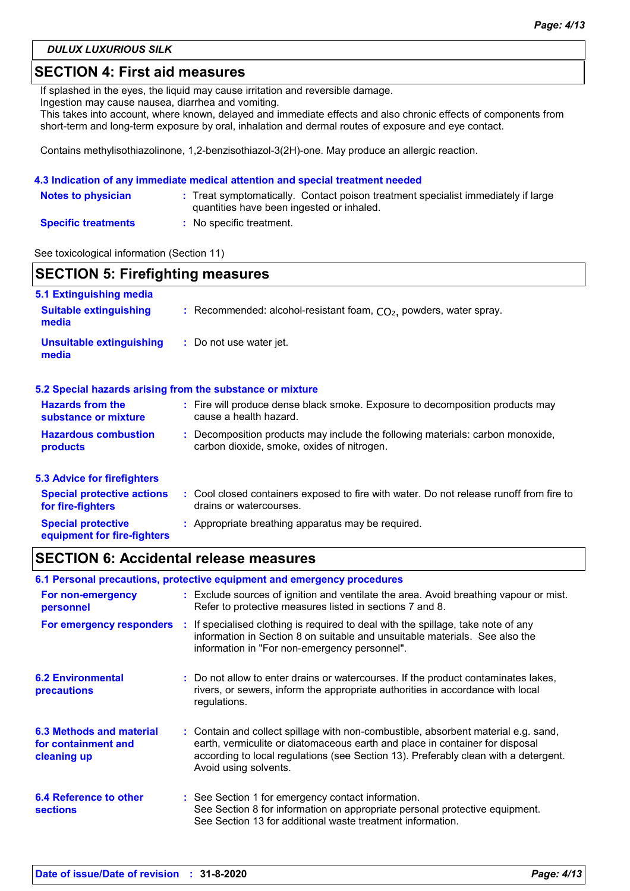## SECTION 4: First aid measures

If splashed in the eyes, the liquid may cause irritation and reversible damage.
Ingestion may cause nausea, diarrhea and vomiting.
This takes into account, where known, delayed and immediate effects and also chronic effects of components from short-term and long-term exposure by oral, inhalation and dermal routes of exposure and eye contact.

Contains methylisothiazolinone, 1,2-benzisothiazol-3(2H)-one. May produce an allergic reaction.

### 4.3 Indication of any immediate medical attention and special treatment needed

**Notes to physician** : Treat symptomatically. Contact poison treatment specialist immediately if large quantities have been ingested or inhaled.

**Specific treatments** : No specific treatment.

See toxicological information (Section 11)

## SECTION 5: Firefighting measures

### 5.1 Extinguishing media

**Suitable extinguishing media** : Recommended: alcohol-resistant foam, $CO_2$, powders, water spray.

**Unsuitable extinguishing media** : Do not use water jet.

### 5.2 Special hazards arising from the substance or mixture

**Hazards from the substance or mixture** : Fire will produce dense black smoke. Exposure to decomposition products may cause a health hazard.

**Hazardous combustion products** : Decomposition products may include the following materials: carbon monoxide, carbon dioxide, smoke, oxides of nitrogen.

### 5.3 Advice for firefighters

**Special protective actions for fire-fighters** : Cool closed containers exposed to fire with water. Do not release runoff from fire to drains or watercourses.

**Special protective equipment for fire-fighters** : Appropriate breathing apparatus may be required.

## SECTION 6: Accidental release measures

### 6.1 Personal precautions, protective equipment and emergency procedures

**For non-emergency personnel** : Exclude sources of ignition and ventilate the area. Avoid breathing vapour or mist. Refer to protective measures listed in sections 7 and 8.

**For emergency responders** : If specialised clothing is required to deal with the spillage, take note of any information in Section 8 on suitable and unsuitable materials. See also the information in "For non-emergency personnel".

**6.2 Environmental precautions** : Do not allow to enter drains or watercourses. If the product contaminates lakes, rivers, or sewers, inform the appropriate authorities in accordance with local regulations.

**6.3 Methods and material for containment and cleaning up** : Contain and collect spillage with non-combustible, absorbent material e.g. sand, earth, vermiculite or diatomaceous earth and place in container for disposal according to local regulations (see Section 13). Preferably clean with a detergent. Avoid using solvents.

**6.4 Reference to other sections** : See Section 1 for emergency contact information.
See Section 8 for information on appropriate personal protective equipment.
See Section 13 for additional waste treatment information.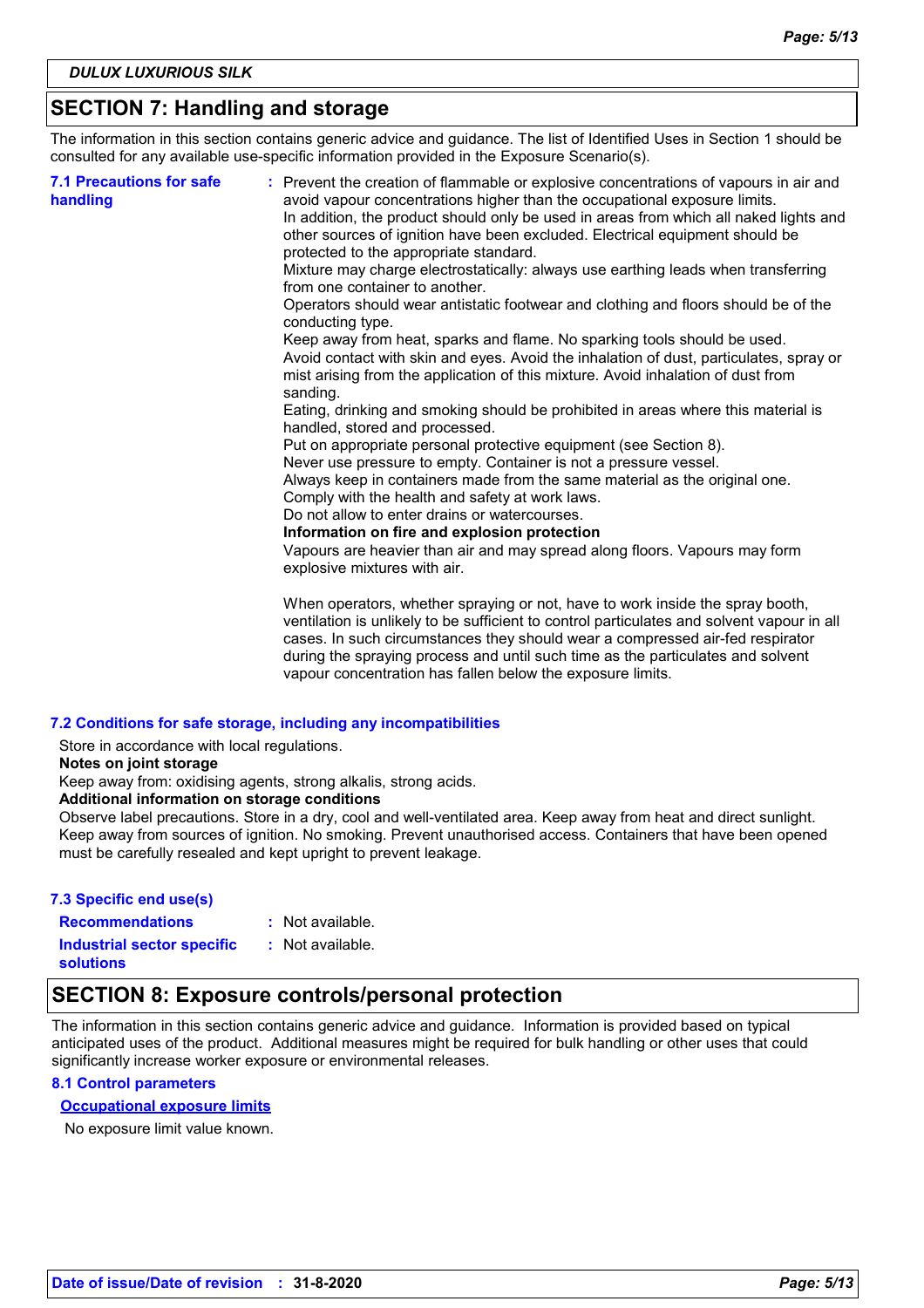DULUX LUXURIOUS SILK

## SECTION 7: Handling and storage

The information in this section contains generic advice and guidance. The list of Identified Uses in Section 1 should be consulted for any available use-specific information provided in the Exposure Scenario(s).

**7.1 Precautions for safe handling** : Prevent the creation of flammable or explosive concentrations of vapours in air and avoid vapour concentrations higher than the occupational exposure limits.
In addition, the product should only be used in areas from which all naked lights and other sources of ignition have been excluded. Electrical equipment should be protected to the appropriate standard.
Mixture may charge electrostatically: always use earthing leads when transferring from one container to another.
Operators should wear antistatic footwear and clothing and floors should be of the conducting type.
Keep away from heat, sparks and flame. No sparking tools should be used.
Avoid contact with skin and eyes. Avoid the inhalation of dust, particulates, spray or mist arising from the application of this mixture. Avoid inhalation of dust from sanding.
Eating, drinking and smoking should be prohibited in areas where this material is handled, stored and processed.
Put on appropriate personal protective equipment (see Section 8).
Never use pressure to empty. Container is not a pressure vessel.
Always keep in containers made from the same material as the original one.
Comply with the health and safety at work laws.
Do not allow to enter drains or watercourses.

**Information on fire and explosion protection**

Vapours are heavier than air and may spread along floors. Vapours may form explosive mixtures with air.

When operators, whether spraying or not, have to work inside the spray booth, ventilation is unlikely to be sufficient to control particulates and solvent vapour in all cases. In such circumstances they should wear a compressed air-fed respirator during the spraying process and until such time as the particulates and solvent vapour concentration has fallen below the exposure limits.

### 7.2 Conditions for safe storage, including any incompatibilities

Store in accordance with local regulations.

**Notes on joint storage**

Keep away from: oxidising agents, strong alkalis, strong acids.

**Additional information on storage conditions**

Observe label precautions. Store in a dry, cool and well-ventilated area. Keep away from heat and direct sunlight. Keep away from sources of ignition. No smoking. Prevent unauthorised access. Containers that have been opened must be carefully resealed and kept upright to prevent leakage.

### 7.3 Specific end use(s)

**Recommendations** : Not available.

**Industrial sector specific solutions** : Not available.

## SECTION 8: Exposure controls/personal protection

The information in this section contains generic advice and guidance. Information is provided based on typical anticipated uses of the product. Additional measures might be required for bulk handling or other uses that could significantly increase worker exposure or environmental releases.

### 8.1 Control parameters

**Occupational exposure limits**

No exposure limit value known.

Date of issue/Date of revision : 31-8-2020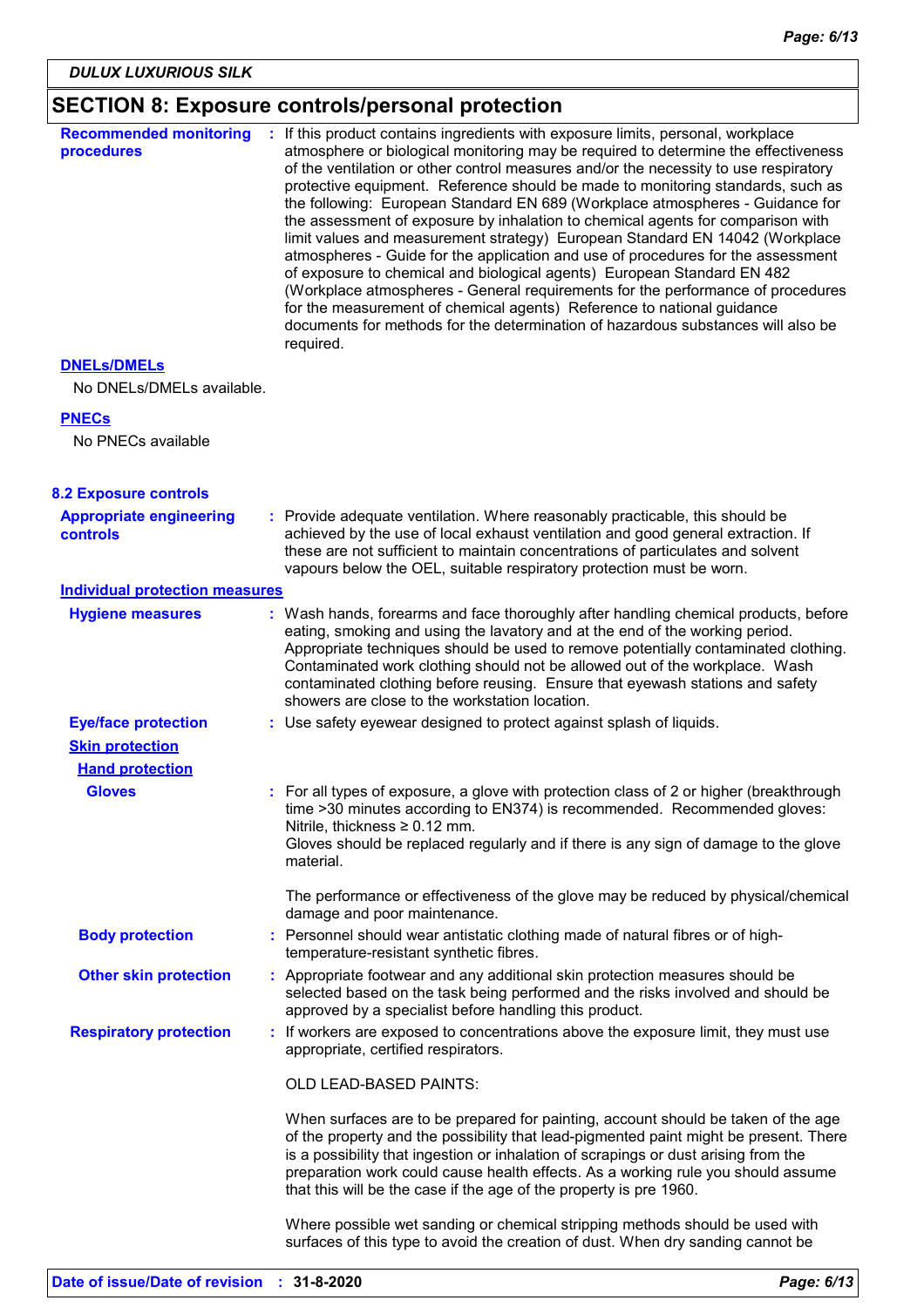DULUX LUXURIOUS SILK

## SECTION 8: Exposure controls/personal protection

**Recommended monitoring procedures** : If this product contains ingredients with exposure limits, personal, workplace atmosphere or biological monitoring may be required to determine the effectiveness of the ventilation or other control measures and/or the necessity to use respiratory protective equipment. Reference should be made to monitoring standards, such as the following: European Standard EN 689 (Workplace atmospheres - Guidance for the assessment of exposure by inhalation to chemical agents for comparison with limit values and measurement strategy) European Standard EN 14042 (Workplace atmospheres - Guide for the application and use of procedures for the assessment of exposure to chemical and biological agents) European Standard EN 482 (Workplace atmospheres - General requirements for the performance of procedures for the measurement of chemical agents) Reference to national guidance documents for methods for the determination of hazardous substances will also be required.

**DNELs/DMELs**

No DNELs/DMELs available.

**PNECs**

No PNECs available

### 8.2 Exposure controls

**Appropriate engineering controls** : Provide adequate ventilation. Where reasonably practicable, this should be achieved by the use of local exhaust ventilation and good general extraction. If these are not sufficient to maintain concentrations of particulates and solvent vapours below the OEL, suitable respiratory protection must be worn.

**Individual protection measures**

**Hygiene measures** : Wash hands, forearms and face thoroughly after handling chemical products, before eating, smoking and using the lavatory and at the end of the working period. Appropriate techniques should be used to remove potentially contaminated clothing. Contaminated work clothing should not be allowed out of the workplace. Wash contaminated clothing before reusing. Ensure that eyewash stations and safety showers are close to the workstation location.

**Eye/face protection** : Use safety eyewear designed to protect against splash of liquids.

**Skin protection**

**Hand protection**

**Gloves** : For all types of exposure, a glove with protection class of 2 or higher (breakthrough time >30 minutes according to EN374) is recommended. Recommended gloves: Nitrile, thickness ≥ 0.12 mm.
Gloves should be replaced regularly and if there is any sign of damage to the glove material.

The performance or effectiveness of the glove may be reduced by physical/chemical damage and poor maintenance.

**Body protection** : Personnel should wear antistatic clothing made of natural fibres or of high-temperature-resistant synthetic fibres.

**Other skin protection** : Appropriate footwear and any additional skin protection measures should be selected based on the task being performed and the risks involved and should be approved by a specialist before handling this product.

**Respiratory protection** : If workers are exposed to concentrations above the exposure limit, they must use appropriate, certified respirators.

OLD LEAD-BASED PAINTS:

When surfaces are to be prepared for painting, account should be taken of the age of the property and the possibility that lead-pigmented paint might be present. There is a possibility that ingestion or inhalation of scrapings or dust arising from the preparation work could cause health effects. As a working rule you should assume that this will be the case if the age of the property is pre 1960.

Where possible wet sanding or chemical stripping methods should be used with surfaces of this type to avoid the creation of dust. When dry sanding cannot be

Date of issue/Date of revision : 31-8-2020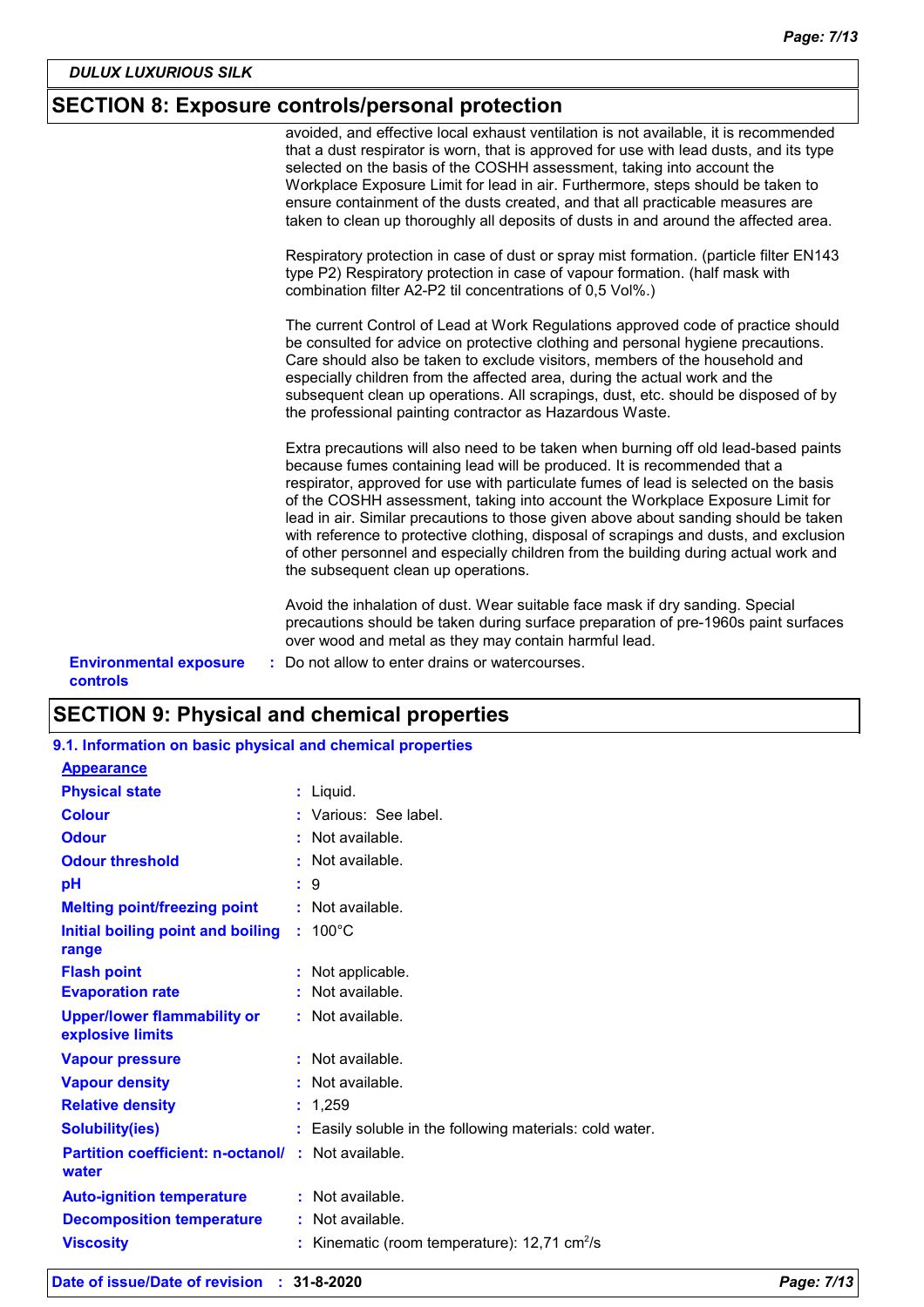## SECTION 8: Exposure controls/personal protection

avoided, and effective local exhaust ventilation is not available, it is recommended that a dust respirator is worn, that is approved for use with lead dusts, and its type selected on the basis of the COSHH assessment, taking into account the Workplace Exposure Limit for lead in air. Furthermore, steps should be taken to ensure containment of the dusts created, and that all practicable measures are taken to clean up thoroughly all deposits of dusts in and around the affected area.

Respiratory protection in case of dust or spray mist formation. (particle filter EN143 type P2) Respiratory protection in case of vapour formation. (half mask with combination filter A2-P2 til concentrations of 0,5 Vol%.)

The current Control of Lead at Work Regulations approved code of practice should be consulted for advice on protective clothing and personal hygiene precautions. Care should also be taken to exclude visitors, members of the household and especially children from the affected area, during the actual work and the subsequent clean up operations. All scrapings, dust, etc. should be disposed of by the professional painting contractor as Hazardous Waste.

Extra precautions will also need to be taken when burning off old lead-based paints because fumes containing lead will be produced. It is recommended that a respirator, approved for use with particulate fumes of lead is selected on the basis of the COSHH assessment, taking into account the Workplace Exposure Limit for lead in air. Similar precautions to those given above about sanding should be taken with reference to protective clothing, disposal of scrapings and dusts, and exclusion of other personnel and especially children from the building during actual work and the subsequent clean up operations.

Avoid the inhalation of dust. Wear suitable face mask if dry sanding. Special precautions should be taken during surface preparation of pre-1960s paint surfaces over wood and metal as they may contain harmful lead.

**Environmental exposure controls** : Do not allow to enter drains or watercourses.

## SECTION 9: Physical and chemical properties

### 9.1. Information on basic physical and chemical properties

**Appearance**

| Property | Value |
|---|---|
| **Physical state** | Liquid. |
| **Colour** | Various: See label. |
| **Odour** | Not available. |
| **Odour threshold** | Not available. |
| **pH** | 9 |
| **Melting point/freezing point** | Not available. |
| **Initial boiling point and boiling range** | 100°C |
| **Flash point** | Not applicable. |
| **Evaporation rate** | Not available. |
| **Upper/lower flammability or explosive limits** | Not available. |
| **Vapour pressure** | Not available. |
| **Vapour density** | Not available. |
| **Relative density** | 1,259 |
| **Solubility(ies)** | Easily soluble in the following materials: cold water. |
| **Partition coefficient: n-octanol/ water** | Not available. |
| **Auto-ignition temperature** | Not available. |
| **Decomposition temperature** | Not available. |
| **Viscosity** | Kinematic (room temperature): 12,71 $cm^2/s$ |

**Date of issue/Date of revision** : 31-8-2020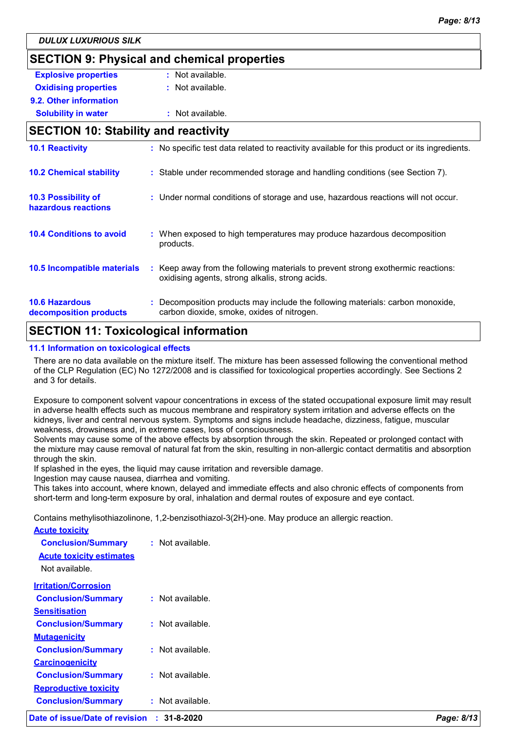## SECTION 9: Physical and chemical properties

| | |
|---|---|
| **Explosive properties** | : Not available. |
| **Oxidising properties** | : Not available. |

**9.2. Other information**

| | |
|---|---|
| **Solubility in water** | : Not available. |

## SECTION 10: Stability and reactivity

| | |
|---|---|
| **10.1 Reactivity** | : No specific test data related to reactivity available for this product or its ingredients. |
| **10.2 Chemical stability** | : Stable under recommended storage and handling conditions (see Section 7). |
| **10.3 Possibility of hazardous reactions** | : Under normal conditions of storage and use, hazardous reactions will not occur. |
| **10.4 Conditions to avoid** | : When exposed to high temperatures may produce hazardous decomposition products. |
| **10.5 Incompatible materials** | : Keep away from the following materials to prevent strong exothermic reactions: oxidising agents, strong alkalis, strong acids. |
| **10.6 Hazardous decomposition products** | : Decomposition products may include the following materials: carbon monoxide, carbon dioxide, smoke, oxides of nitrogen. |

## SECTION 11: Toxicological information

### 11.1 Information on toxicological effects

There are no data available on the mixture itself. The mixture has been assessed following the conventional method of the CLP Regulation (EC) No 1272/2008 and is classified for toxicological properties accordingly. See Sections 2 and 3 for details.

Exposure to component solvent vapour concentrations in excess of the stated occupational exposure limit may result in adverse health effects such as mucous membrane and respiratory system irritation and adverse effects on the kidneys, liver and central nervous system. Symptoms and signs include headache, dizziness, fatigue, muscular weakness, drowsiness and, in extreme cases, loss of consciousness.
Solvents may cause some of the above effects by absorption through the skin. Repeated or prolonged contact with the mixture may cause removal of natural fat from the skin, resulting in non-allergic contact dermatitis and absorption through the skin.
If splashed in the eyes, the liquid may cause irritation and reversible damage.
Ingestion may cause nausea, diarrhea and vomiting.
This takes into account, where known, delayed and immediate effects and also chronic effects of components from short-term and long-term exposure by oral, inhalation and dermal routes of exposure and eye contact.

Contains methylisothiazolinone, 1,2-benzisothiazol-3(2H)-one. May produce an allergic reaction.

**Acute toxicity**

**Conclusion/Summary** : Not available.

**Acute toxicity estimates**

Not available.

**Irritation/Corrosion**

**Conclusion/Summary** : Not available.

**Sensitisation**

**Conclusion/Summary** : Not available.

**Mutagenicity**

**Conclusion/Summary** : Not available.

**Carcinogenicity**

**Conclusion/Summary** : Not available.

**Reproductive toxicity**

**Conclusion/Summary** : Not available.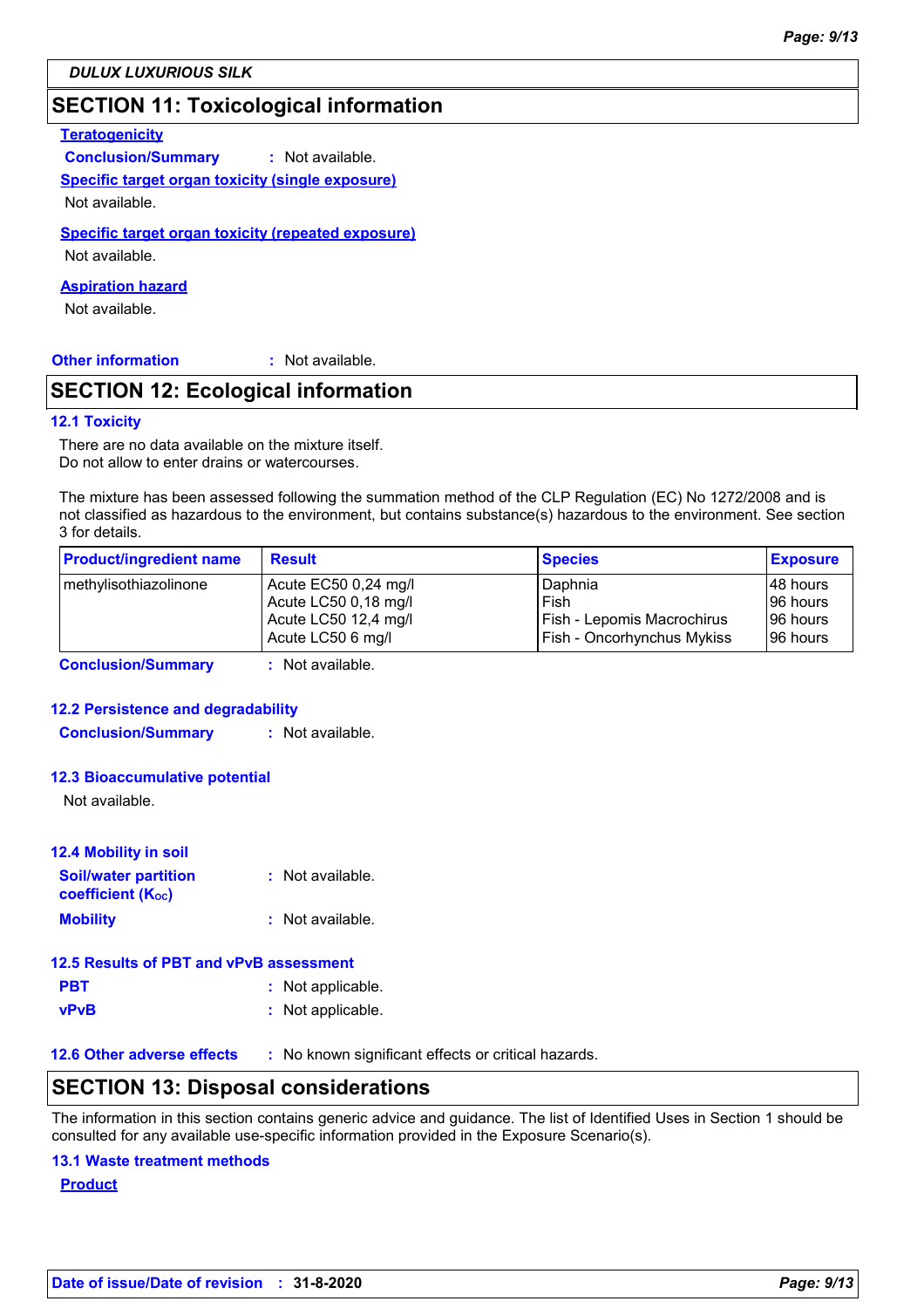DULUX LUXURIOUS SILK

## SECTION 11: Toxicological information

**Teratogenicity**

**Conclusion/Summary** : Not available.

**Specific target organ toxicity (single exposure)**

Not available.

**Specific target organ toxicity (repeated exposure)**

Not available.

**Aspiration hazard**

Not available.

**Other information** : Not available.

## SECTION 12: Ecological information

### 12.1 Toxicity

There are no data available on the mixture itself.
Do not allow to enter drains or watercourses.

The mixture has been assessed following the summation method of the CLP Regulation (EC) No 1272/2008 and is not classified as hazardous to the environment, but contains substance(s) hazardous to the environment. See section 3 for details.

| Product/ingredient name | Result | Species | Exposure |
|---|---|---|---|
| methylisothiazolinone | Acute EC50 0,24 mg/l | Daphnia | 48 hours |
| | Acute LC50 0,18 mg/l | Fish | 96 hours |
| | Acute LC50 12,4 mg/l | Fish - Lepomis Macrochirus | 96 hours |
| | Acute LC50 6 mg/l | Fish - Oncorhynchus Mykiss | 96 hours |

**Conclusion/Summary** : Not available.

### 12.2 Persistence and degradability

**Conclusion/Summary** : Not available.

### 12.3 Bioaccumulative potential

Not available.

### 12.4 Mobility in soil

**Soil/water partition coefficient ($K_{OC}$)** : Not available.

**Mobility** : Not available.

### 12.5 Results of PBT and vPvB assessment

**PBT** : Not applicable.

**vPvB** : Not applicable.

### 12.6 Other adverse effects

: No known significant effects or critical hazards.

## SECTION 13: Disposal considerations

The information in this section contains generic advice and guidance. The list of Identified Uses in Section 1 should be consulted for any available use-specific information provided in the Exposure Scenario(s).

### 13.1 Waste treatment methods

**Product**

**Date of issue/Date of revision** : **31-8-2020**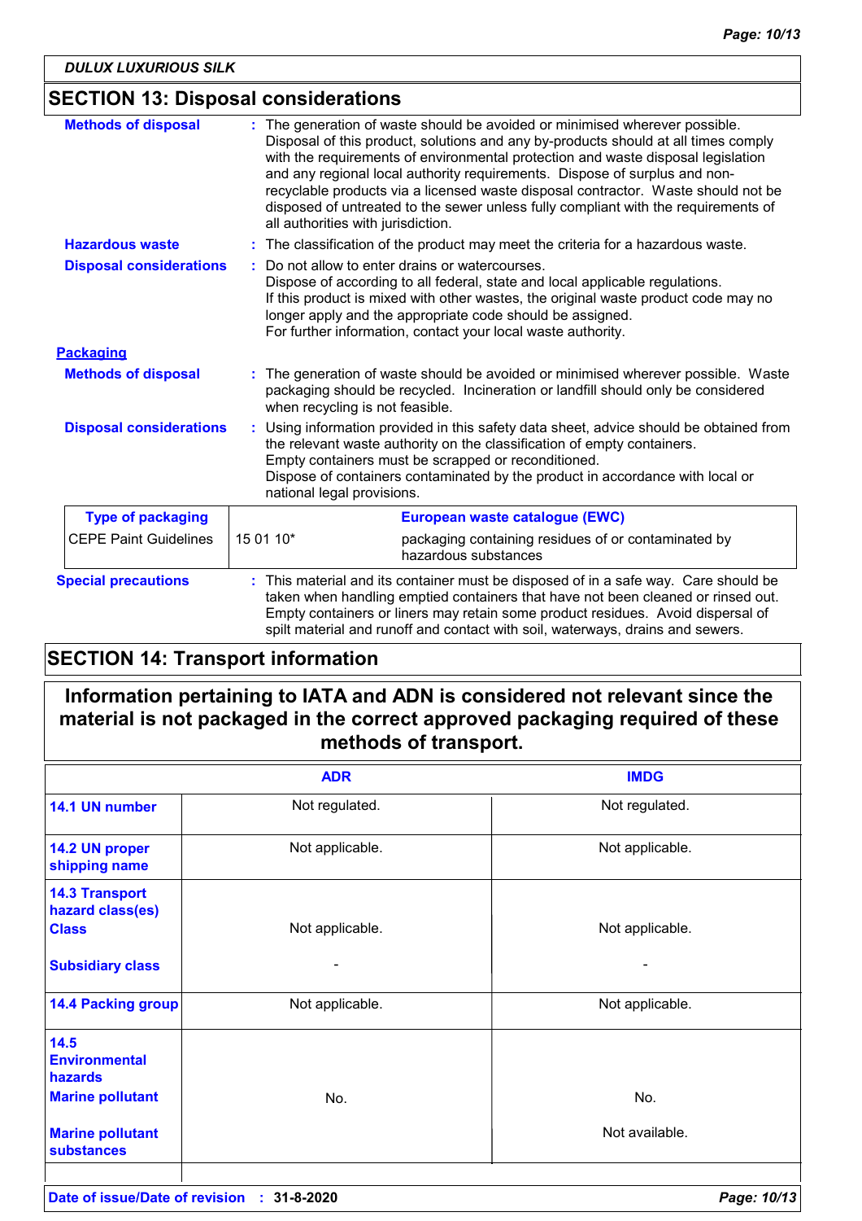## SECTION 13: Disposal considerations

**Methods of disposal** : The generation of waste should be avoided or minimised wherever possible. Disposal of this product, solutions and any by-products should at all times comply with the requirements of environmental protection and waste disposal legislation and any regional local authority requirements. Dispose of surplus and non-recyclable products via a licensed waste disposal contractor. Waste should not be disposed of untreated to the sewer unless fully compliant with the requirements of all authorities with jurisdiction.

**Hazardous waste** : The classification of the product may meet the criteria for a hazardous waste.

**Disposal considerations** : Do not allow to enter drains or watercourses.
Dispose of according to all federal, state and local applicable regulations.
If this product is mixed with other wastes, the original waste product code may no longer apply and the appropriate code should be assigned.
For further information, contact your local waste authority.

**Packaging**

**Methods of disposal** : The generation of waste should be avoided or minimised wherever possible. Waste packaging should be recycled. Incineration or landfill should only be considered when recycling is not feasible.

**Disposal considerations** : Using information provided in this safety data sheet, advice should be obtained from the relevant waste authority on the classification of empty containers.
Empty containers must be scrapped or reconditioned.
Dispose of containers contaminated by the product in accordance with local or national legal provisions.

| Type of packaging | European waste catalogue (EWC) | |
|---|---|---|
| CEPE Paint Guidelines | 15 01 10* | packaging containing residues of or contaminated by hazardous substances |

**Special precautions** : This material and its container must be disposed of in a safe way. Care should be taken when handling emptied containers that have not been cleaned or rinsed out. Empty containers or liners may retain some product residues. Avoid dispersal of spilt material and runoff and contact with soil, waterways, drains and sewers.

## SECTION 14: Transport information

**Information pertaining to IATA and ADN is considered not relevant since the material is not packaged in the correct approved packaging required of these methods of transport.**

| | ADR | IMDG |
|---|---|---|
| 14.1 UN number | Not regulated. | Not regulated. |
| 14.2 UN proper shipping name | Not applicable. | Not applicable. |
| 14.3 Transport hazard(s) Class | Not applicable. | Not applicable. |
| Subsidiary class | - | - |
| 14.4 Packing group | Not applicable. | Not applicable. |
| 14.5 Environmental hazards Marine pollutant | No. | No. |
| Marine pollutant substances | | Not available. |

**Date of issue/Date of revision** : **31-8-2020**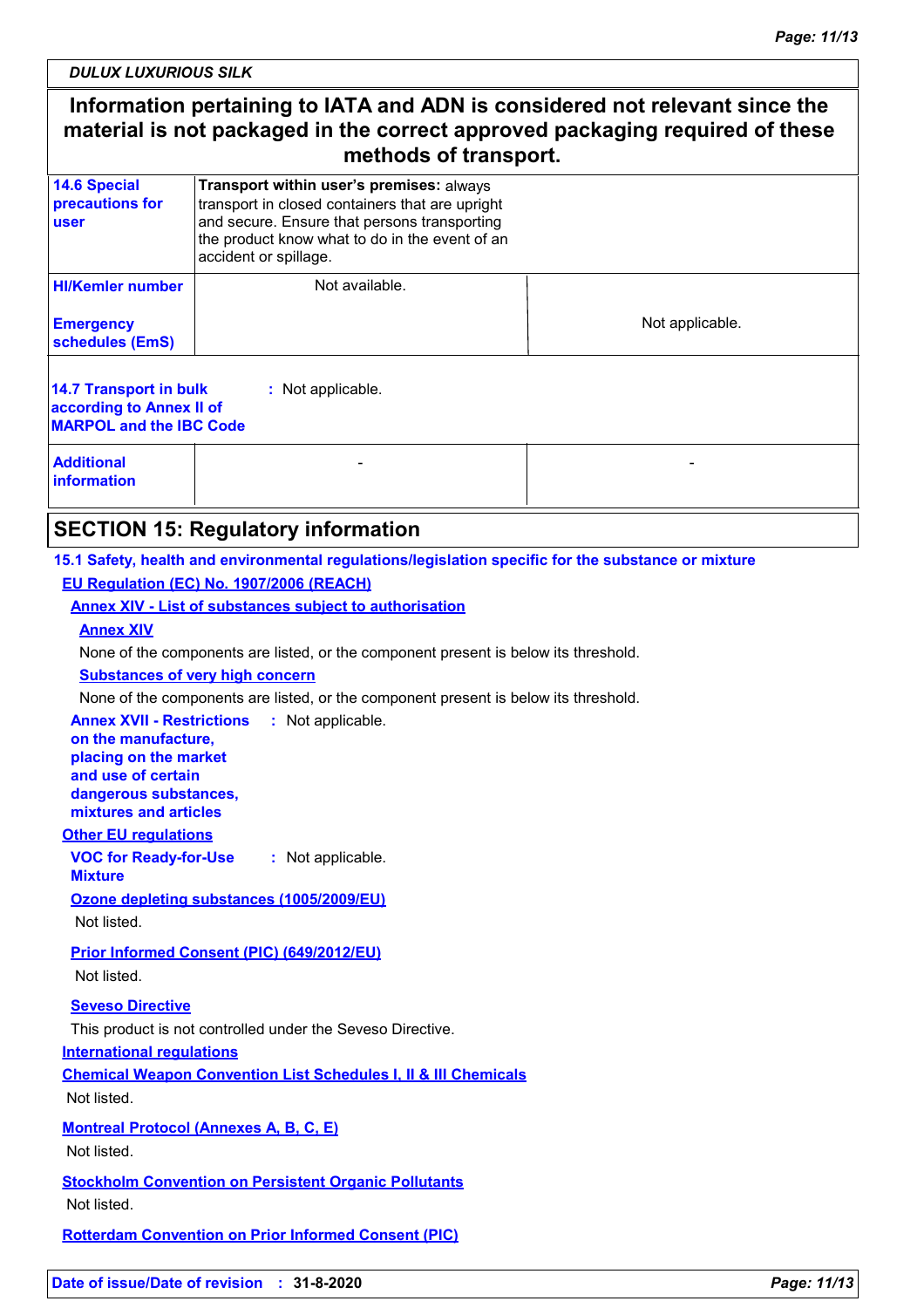DULUX LUXURIOUS SILK

**Information pertaining to IATA and ADN is considered not relevant since the material is not packaged in the correct approved packaging required of these methods of transport.**

| | | |
|---|---|---|
| **14.6 Special precautions for user** | **Transport within user's premises:** always transport in closed containers that are upright and secure. Ensure that persons transporting the product know what to do in the event of an accident or spillage. | |
| **HI/Kemler number** | Not available. | |
| **Emergency schedules (EmS)** | | Not applicable. |
| **14.7 Transport in bulk according to Annex II of MARPOL and the IBC Code** | : Not applicable. | |
| **Additional information** | - | - |

## SECTION 15: Regulatory information

### 15.1 Safety, health and environmental regulations/legislation specific for the substance or mixture

**EU Regulation (EC) No. 1907/2006 (REACH)**

**Annex XIV - List of substances subject to authorisation**

**Annex XIV**

None of the components are listed, or the component present is below its threshold.

**Substances of very high concern**

None of the components are listed, or the component present is below its threshold.

**Annex XVII - Restrictions on the manufacture, placing on the market and use of certain dangerous substances, mixtures and articles** : Not applicable.

**Other EU regulations**

**VOC for Ready-for-Use Mixture** : Not applicable.

**Ozone depleting substances (1005/2009/EU)**

Not listed.

**Prior Informed Consent (PIC) (649/2012/EU)**

Not listed.

**Seveso Directive**

This product is not controlled under the Seveso Directive.

**International regulations**

**Chemical Weapon Convention List Schedules I, II & III Chemicals**

Not listed.

**Montreal Protocol (Annexes A, B, C, E)**

Not listed.

**Stockholm Convention on Persistent Organic Pollutants**

Not listed.

**Rotterdam Convention on Prior Informed Consent (PIC)**

**Date of issue/Date of revision** : 31-8-2020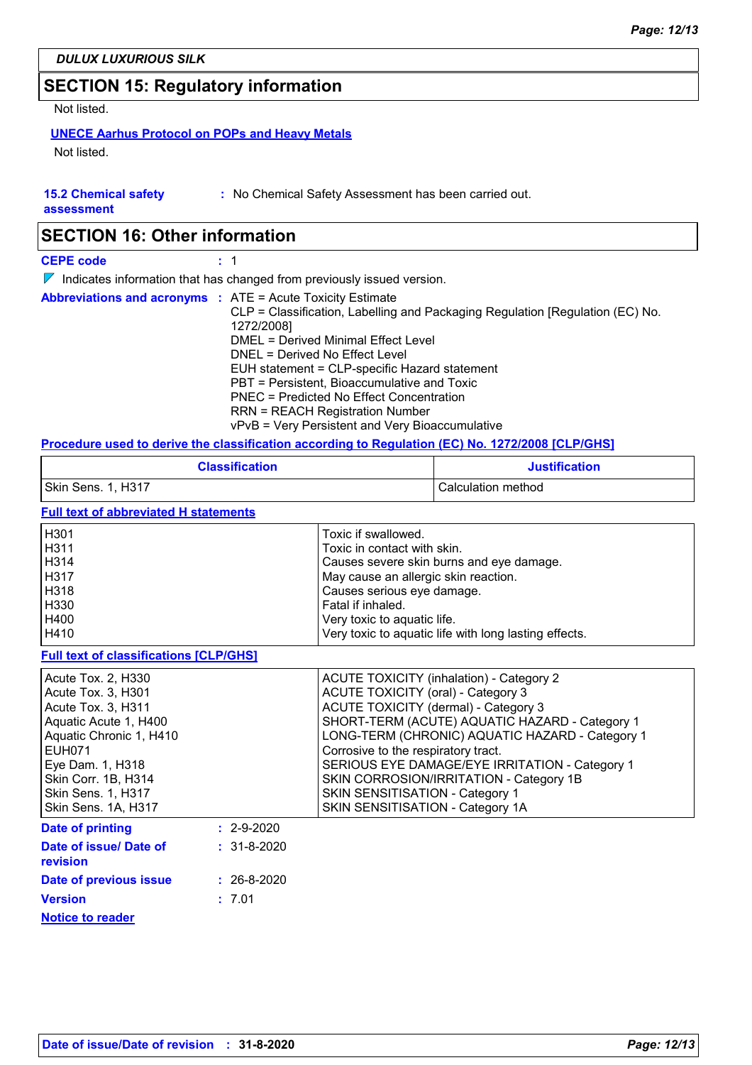DULUX LUXURIOUS SILK

## SECTION 15: Regulatory information

Not listed.

**UNECE Aarhus Protocol on POPs and Heavy Metals**

Not listed.

**15.2 Chemical safety assessment** : No Chemical Safety Assessment has been carried out.

## SECTION 16: Other information

**CEPE code** : 1

Indicates information that has changed from previously issued version.

**Abbreviations and acronyms** :
ATE = Acute Toxicity Estimate
CLP = Classification, Labelling and Packaging Regulation [Regulation (EC) No. 1272/2008]
DMEL = Derived Minimal Effect Level
DNEL = Derived No Effect Level
EUH statement = CLP-specific Hazard statement
PBT = Persistent, Bioaccumulative and Toxic
PNEC = Predicted No Effect Concentration
RRN = REACH Registration Number
vPvB = Very Persistent and Very Bioaccumulative

**Procedure used to derive the classification according to Regulation (EC) No. 1272/2008 [CLP/GHS]**

| Classification | Justification |
|---|---|
| Skin Sens. 1, H317 | Calculation method |

**Full text of abbreviated H statements**

| | |
|---|---|
| H301 | Toxic if swallowed. |
| H311 | Toxic in contact with skin. |
| H314 | Causes severe skin burns and eye damage. |
| H317 | May cause an allergic skin reaction. |
| H318 | Causes serious eye damage. |
| H330 | Fatal if inhaled. |
| H400 | Very toxic to aquatic life. |
| H410 | Very toxic to aquatic life with long lasting effects. |

**Full text of classifications [CLP/GHS]**

| | |
|---|---|
| Acute Tox. 2, H330 | ACUTE TOXICITY (inhalation) - Category 2 |
| Acute Tox. 3, H301 | ACUTE TOXICITY (oral) - Category 3 |
| Acute Tox. 3, H311 | ACUTE TOXICITY (dermal) - Category 3 |
| Aquatic Acute 1, H400 | SHORT-TERM (ACUTE) AQUATIC HAZARD - Category 1 |
| Aquatic Chronic 1, H410 | LONG-TERM (CHRONIC) AQUATIC HAZARD - Category 1 |
| EUH071 | Corrosive to the respiratory tract. |
| Eye Dam. 1, H318 | SERIOUS EYE DAMAGE/EYE IRRITATION - Category 1 |
| Skin Corr. 1B, H314 | SKIN CORROSION/IRRITATION - Category 1B |
| Skin Sens. 1, H317 | SKIN SENSITISATION - Category 1 |
| Skin Sens. 1A, H317 | SKIN SENSITISATION - Category 1A |

**Date of printing** : 2-9-2020

**Date of issue/ Date of revision** : 31-8-2020

**Date of previous issue** : 26-8-2020

**Version** : 7.01

**Notice to reader**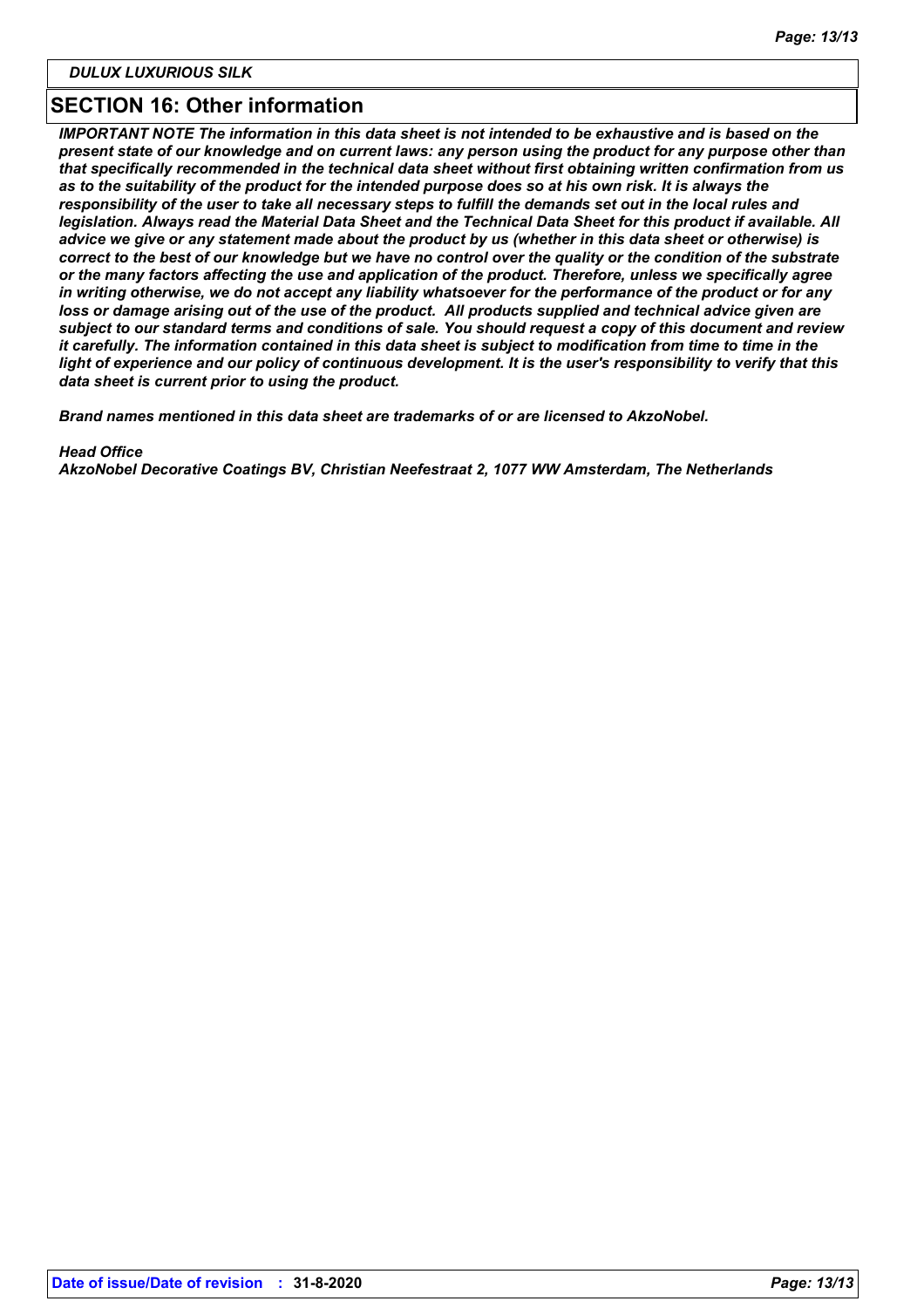## SECTION 16: Other information

***IMPORTANT NOTE The information in this data sheet is not intended to be exhaustive and is based on the present state of our knowledge and on current laws: any person using the product for any purpose other than that specifically recommended in the technical data sheet without first obtaining written confirmation from us as to the suitability of the product for the intended purpose does so at his own risk. It is always the responsibility of the user to take all necessary steps to fulfill the demands set out in the local rules and legislation. Always read the Material Data Sheet and the Technical Data Sheet for this product if available. All advice we give or any statement made about the product by us (whether in this data sheet or otherwise) is correct to the best of our knowledge but we have no control over the quality or the condition of the substrate or the many factors affecting the use and application of the product. Therefore, unless we specifically agree in writing otherwise, we do not accept any liability whatsoever for the performance of the product or for any loss or damage arising out of the use of the product. All products supplied and technical advice given are subject to our standard terms and conditions of sale. You should request a copy of this document and review it carefully. The information contained in this data sheet is subject to modification from time to time in the light of experience and our policy of continuous development. It is the user's responsibility to verify that this data sheet is current prior to using the product.***

***Brand names mentioned in this data sheet are trademarks of or are licensed to AkzoNobel.***

***Head Office***
***AkzoNobel Decorative Coatings BV, Christian Neefestraat 2, 1077 WW Amsterdam, The Netherlands***